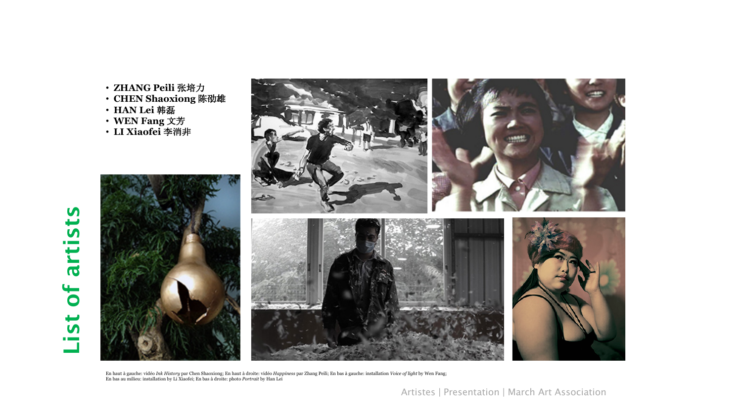# List of artists

- **ZHANG Peili 张培力**
- **CHEN Shaoxiong 陈劭雄**
- **HAN Lei 韩磊**
- **WEN Fang 文芳**
- **LI Xiaofei 李消非**

En haut à gauche: vidéo *Ink History* par Chen Shaoxiong; En haut à droite: vidéo *Happiness* par Zhang Peili; En bas à gauche: installation *Voice of light* by Wen Fang; En bas au milieu: installation by Li Xiaofei; En bas à droite: photo *Portrait* by Han Lei

Artistes | Presentation | March Art Association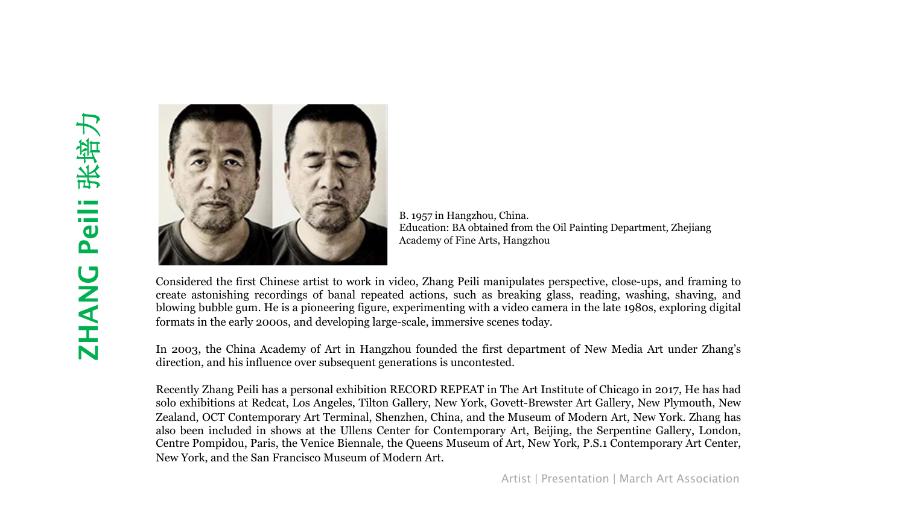# ZHANG Peili 张培力

B. 1957 in Hangzhou, China.
Education: BA obtained from the Oil Painting Department, Zhejiang Academy of Fine Arts, Hangzhou

Considered the first Chinese artist to work in video, Zhang Peili manipulates perspective, close-ups, and framing to create astonishing recordings of banal repeated actions, such as breaking glass, reading, washing, shaving, and blowing bubble gum. He is a pioneering figure, experimenting with a video camera in the late 1980s, exploring digital formats in the early 2000s, and developing large-scale, immersive scenes today.

In 2003, the China Academy of Art in Hangzhou founded the first department of New Media Art under Zhang's direction, and his influence over subsequent generations is uncontested.

Recently Zhang Peili has a personal exhibition RECORD REPEAT in The Art Institute of Chicago in 2017, He has had solo exhibitions at Redcat, Los Angeles, Tilton Gallery, New York, Govett-Brewster Art Gallery, New Plymouth, New Zealand, OCT Contemporary Art Terminal, Shenzhen, China, and the Museum of Modern Art, New York. Zhang has also been included in shows at the Ullens Center for Contemporary Art, Beijing, the Serpentine Gallery, London, Centre Pompidou, Paris, the Venice Biennale, the Queens Museum of Art, New York, P.S.1 Contemporary Art Center, New York, and the San Francisco Museum of Modern Art.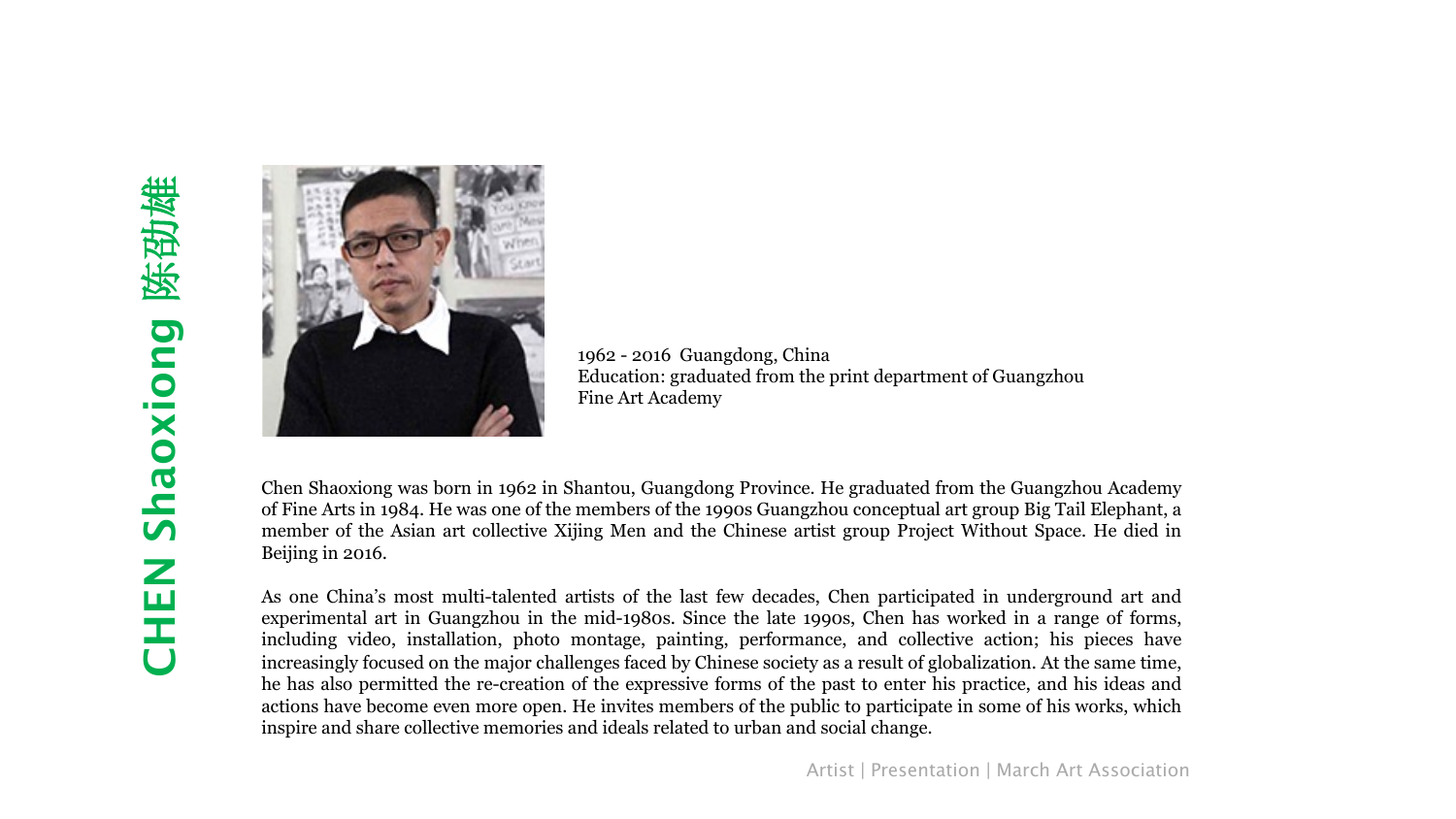# CHEN Shaoxiong 陈劭雄

1962 - 2016 Guangdong, China
Education: graduated from the print department of Guangzhou Fine Art Academy

Chen Shaoxiong was born in 1962 in Shantou, Guangdong Province. He graduated from the Guangzhou Academy of Fine Arts in 1984. He was one of the members of the 1990s Guangzhou conceptual art group Big Tail Elephant, a member of the Asian art collective Xijing Men and the Chinese artist group Project Without Space. He died in Beijing in 2016.

As one China's most multi-talented artists of the last few decades, Chen participated in underground art and experimental art in Guangzhou in the mid-1980s. Since the late 1990s, Chen has worked in a range of forms, including video, installation, photo montage, painting, performance, and collective action; his pieces have increasingly focused on the major challenges faced by Chinese society as a result of globalization. At the same time, he has also permitted the re-creation of the expressive forms of the past to enter his practice, and his ideas and actions have become even more open. He invites members of the public to participate in some of his works, which inspire and share collective memories and ideals related to urban and social change.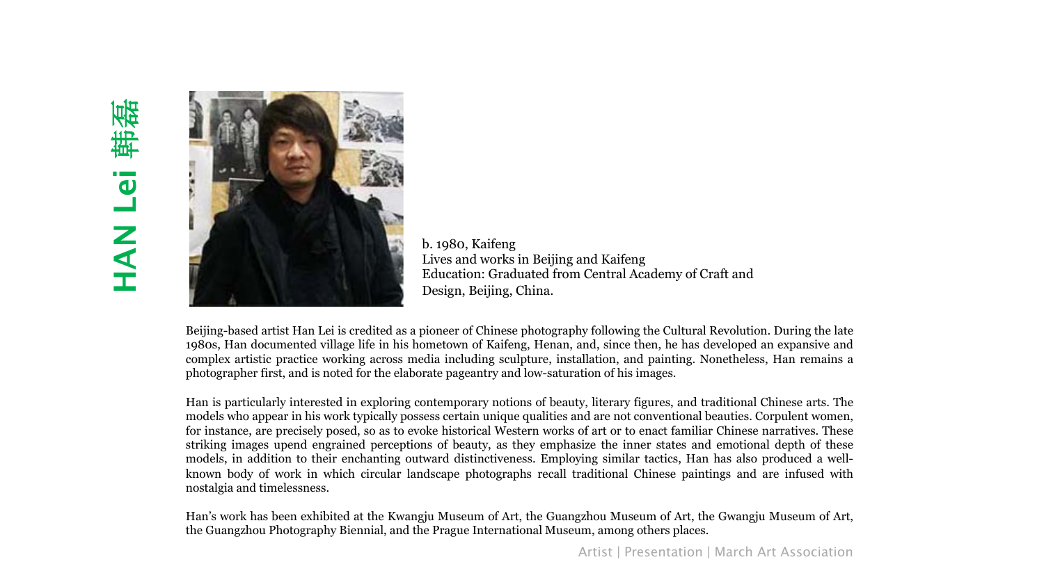# HAN Lei 韩磊

b. 1980, Kaifeng
Lives and works in Beijing and Kaifeng
Education: Graduated from Central Academy of Craft and Design, Beijing, China.

Beijing-based artist Han Lei is credited as a pioneer of Chinese photography following the Cultural Revolution. During the late 1980s, Han documented village life in his hometown of Kaifeng, Henan, and, since then, he has developed an expansive and complex artistic practice working across media including sculpture, installation, and painting. Nonetheless, Han remains a photographer first, and is noted for the elaborate pageantry and low-saturation of his images.

Han is particularly interested in exploring contemporary notions of beauty, literary figures, and traditional Chinese arts. The models who appear in his work typically possess certain unique qualities and are not conventional beauties. Corpulent women, for instance, are precisely posed, so as to evoke historical Western works of art or to enact familiar Chinese narratives. These striking images upend engrained perceptions of beauty, as they emphasize the inner states and emotional depth of these models, in addition to their enchanting outward distinctiveness. Employing similar tactics, Han has also produced a well-known body of work in which circular landscape photographs recall traditional Chinese paintings and are infused with nostalgia and timelessness.

Han's work has been exhibited at the Kwangju Museum of Art, the Guangzhou Museum of Art, the Gwangju Museum of Art, the Guangzhou Photography Biennial, and the Prague International Museum, among others places.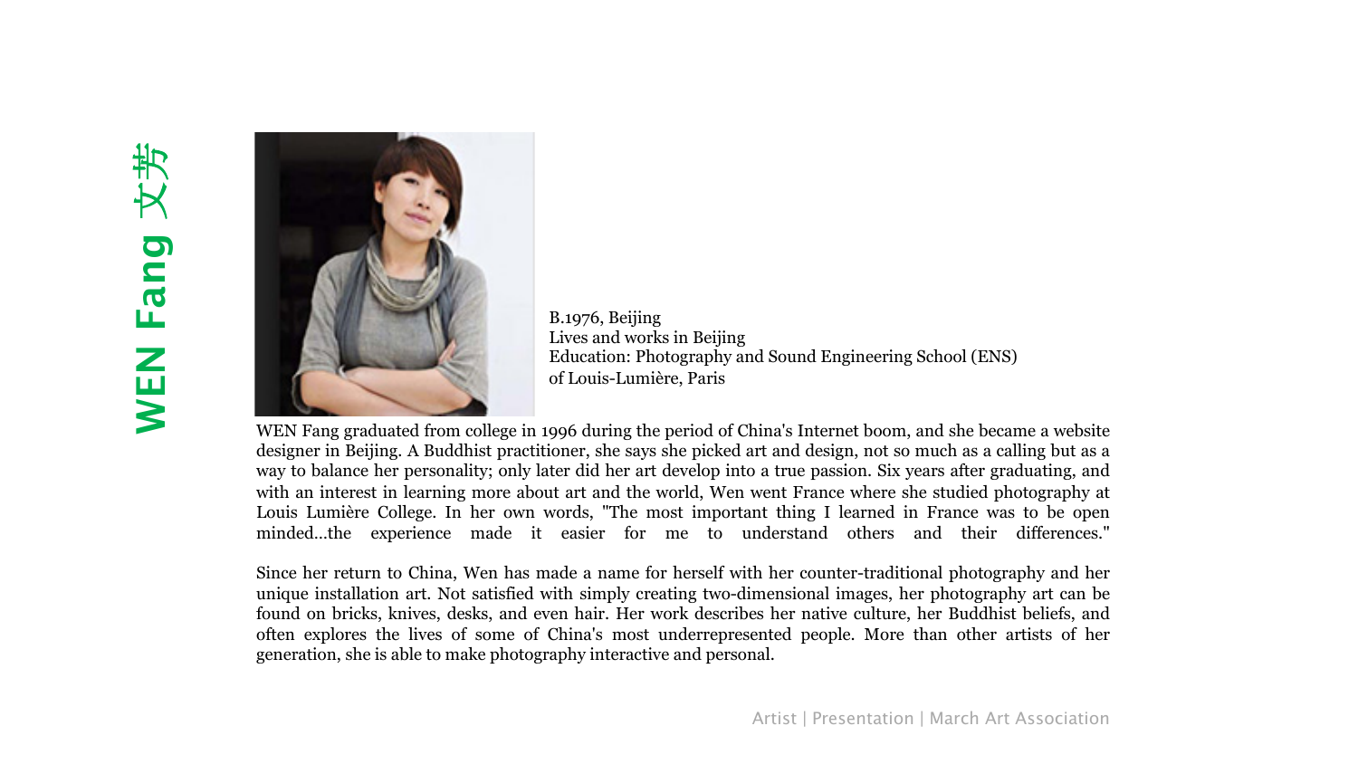# WEN Fang 文芳

B.1976, Beijing
Lives and works in Beijing
Education: Photography and Sound Engineering School (ENS) of Louis-Lumière, Paris

WEN Fang graduated from college in 1996 during the period of China's Internet boom, and she became a website designer in Beijing. A Buddhist practitioner, she says she picked art and design, not so much as a calling but as a way to balance her personality; only later did her art develop into a true passion. Six years after graduating, and with an interest in learning more about art and the world, Wen went France where she studied photography at Louis Lumière College. In her own words, "The most important thing I learned in France was to be open minded...the experience made it easier for me to understand others and their differences."

Since her return to China, Wen has made a name for herself with her counter-traditional photography and her unique installation art. Not satisfied with simply creating two-dimensional images, her photography art can be found on bricks, knives, desks, and even hair. Her work describes her native culture, her Buddhist beliefs, and often explores the lives of some of China's most underrepresented people. More than other artists of her generation, she is able to make photography interactive and personal.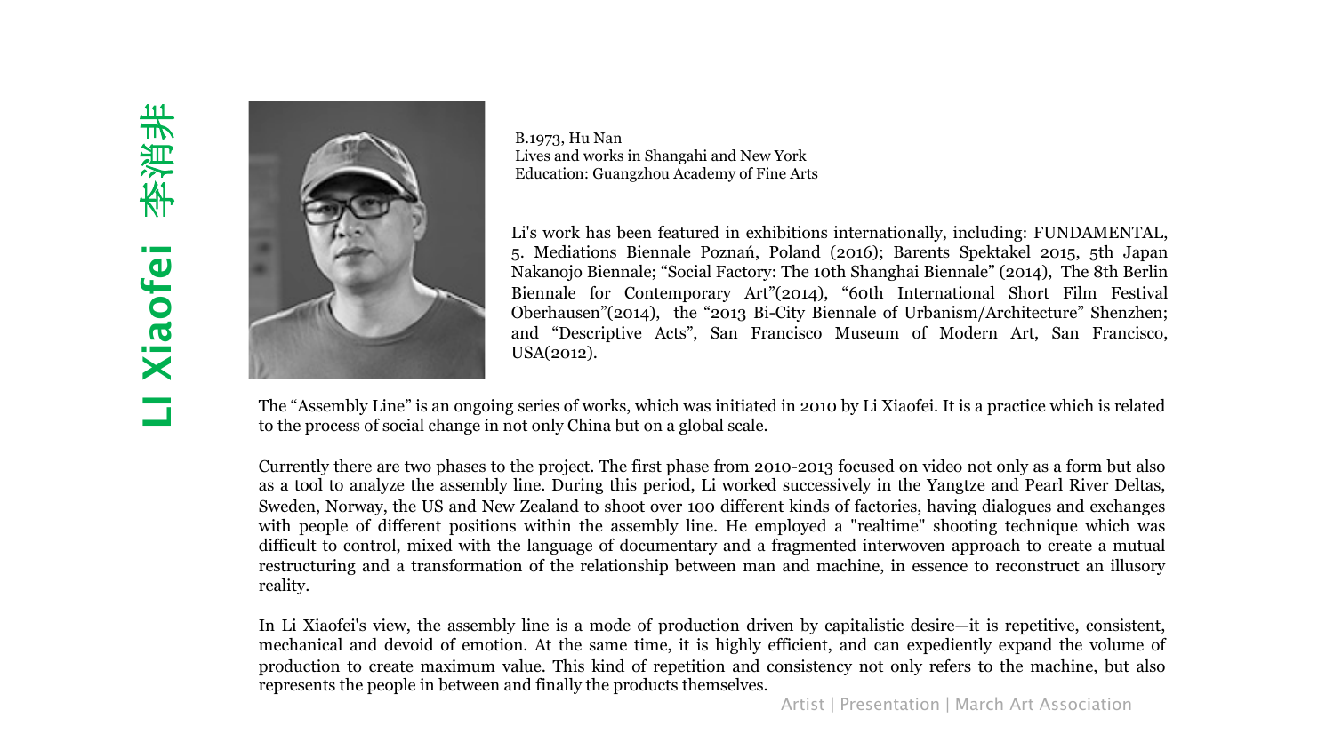# LI Xiaofei 李消非

B.1973, Hu Nan
Lives and works in Shangahi and New York
Education: Guangzhou Academy of Fine Arts

Li's work has been featured in exhibitions internationally, including: FUNDAMENTAL, 5. Mediations Biennale Poznań, Poland (2016); Barents Spektakel 2015, 5th Japan Nakanojo Biennale; “Social Factory: The 10th Shanghai Biennale” (2014), The 8th Berlin Biennale for Contemporary Art”(2014), “60th International Short Film Festival Oberhausen”(2014), the “2013 Bi-City Biennale of Urbanism/Architecture” Shenzhen; and “Descriptive Acts”, San Francisco Museum of Modern Art, San Francisco, USA(2012).

The “Assembly Line” is an ongoing series of works, which was initiated in 2010 by Li Xiaofei. It is a practice which is related to the process of social change in not only China but on a global scale.

Currently there are two phases to the project. The first phase from 2010-2013 focused on video not only as a form but also as a tool to analyze the assembly line. During this period, Li worked successively in the Yangtze and Pearl River Deltas, Sweden, Norway, the US and New Zealand to shoot over 100 different kinds of factories, having dialogues and exchanges with people of different positions within the assembly line. He employed a "realtime" shooting technique which was difficult to control, mixed with the language of documentary and a fragmented interwoven approach to create a mutual restructuring and a transformation of the relationship between man and machine, in essence to reconstruct an illusory reality.

In Li Xiaofei's view, the assembly line is a mode of production driven by capitalistic desire—it is repetitive, consistent, mechanical and devoid of emotion. At the same time, it is highly efficient, and can expediently expand the volume of production to create maximum value. This kind of repetition and consistency not only refers to the machine, but also represents the people in between and finally the products themselves.